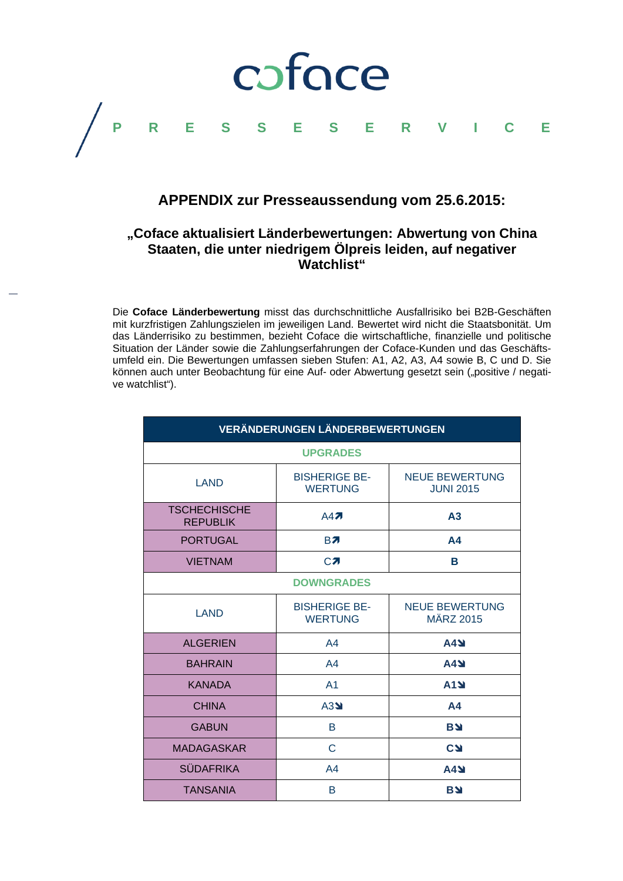coface

PRESSESERVICE

## APPENDIX zur Presseaussendung vom 25.6.2015:

### „Coface aktualisiert Länderbewertungen: Abwertung von China Staaten, die unter niedrigem Ölpreis leiden, auf negativer Watchlist“

Die **Coface Länderbewertung** misst das durchschnittliche Ausfallrisiko bei B2B-Geschäften mit kurzfristigen Zahlungszielen im jeweiligen Land. Bewertet wird nicht die Staatsbonität. Um das Länderrisiko zu bestimmen, bezieht Coface die wirtschaftliche, finanzielle und politische Situation der Länder sowie die Zahlungserfahrungen der Coface-Kunden und das Geschäftsumfeld ein. Die Bewertungen umfassen sieben Stufen: A1, A2, A3, A4 sowie B, C und D. Sie können auch unter Beobachtung für eine Auf- oder Abwertung gesetzt sein („positive / negative watchlist“).

| VERÄNDERUNGEN LÄNDERBEWERTUNGEN | | |
|---|---|---|
| **UPGRADES** | | |
| LAND | BISHERIGE BEWERTUNG | NEUE BEWERTUNG JUNI 2015 |
| TSCHECHISCHE REPUBLIK | A4↗ | **A3** |
| PORTUGAL | B↗ | **A4** |
| VIETNAM | C↗ | **B** |
| **DOWNGRADES** | | |
| LAND | BISHERIGE BEWERTUNG | NEUE BEWERTUNG MÄRZ 2015 |
| ALGERIEN | A4 | **A4↘** |
| BAHRAIN | A4 | **A4↘** |
| KANADA | A1 | **A1↘** |
| CHINA | A3↘ | **A4** |
| GABUN | B | **B↘** |
| MADAGASKAR | C | **C↘** |
| SÜDAFRIKA | A4 | **A4↘** |
| TANSANIA | B | **B↘** |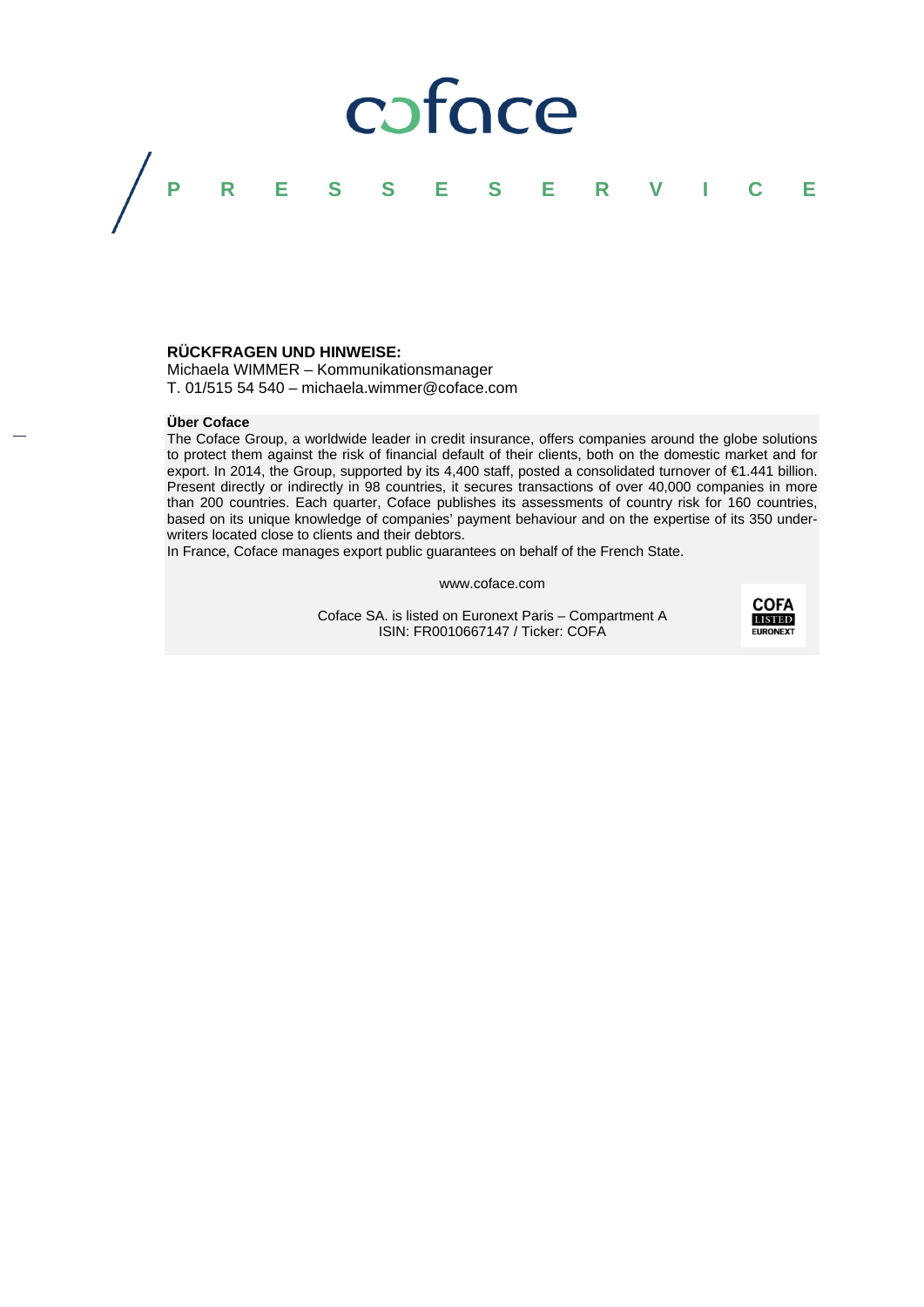coface

P R E S S E S E R V I C E

**RÜCKFRAGEN UND HINWEISE:**
Michaela WIMMER – Kommunikationsmanager
T. 01/515 54 540 – michaela.wimmer@coface.com

**Über Coface**
The Coface Group, a worldwide leader in credit insurance, offers companies around the globe solutions to protect them against the risk of financial default of their clients, both on the domestic market and for export. In 2014, the Group, supported by its 4,400 staff, posted a consolidated turnover of €1.441 billion. Present directly or indirectly in 98 countries, it secures transactions of over 40,000 companies in more than 200 countries. Each quarter, Coface publishes its assessments of country risk for 160 countries, based on its unique knowledge of companies' payment behaviour and on the expertise of its 350 underwriters located close to clients and their debtors.
In France, Coface manages export public guarantees on behalf of the French State.

www.coface.com

Coface SA. is listed on Euronext Paris – Compartment A
ISIN: FR0010667147 / Ticker: COFA

COFA LISTED EURONEXT